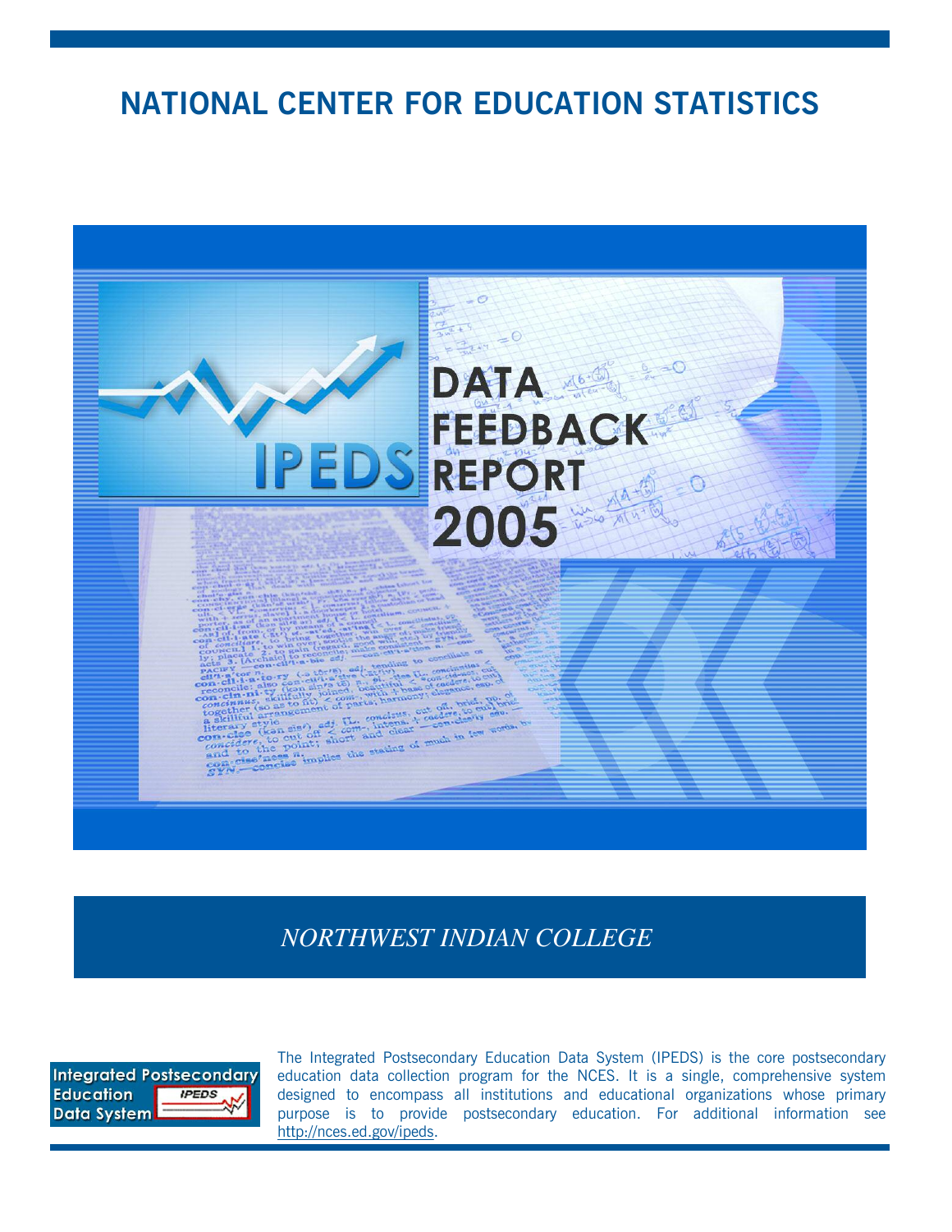# NATIONAL CENTER FOR EDUCATION STATISTICS

IPEDS DATA FEEDBACK REPORT 2005

*NORTHWEST INDIAN COLLEGE*

Integrated Postsecondary Education Data System

The Integrated Postsecondary Education Data System (IPEDS) is the core postsecondary education data collection program for the NCES. It is a single, comprehensive system designed to encompass all institutions and educational organizations whose primary purpose is to provide postsecondary education. For additional information see http://nces.ed.gov/ipeds.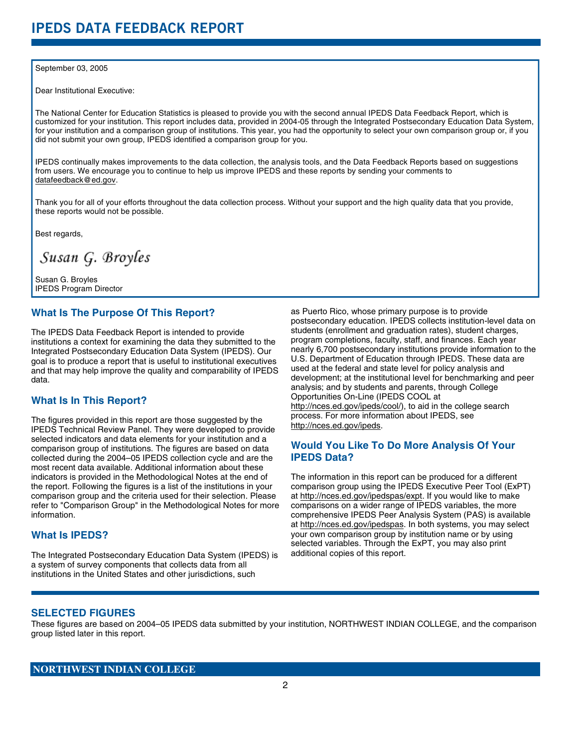# IPEDS DATA FEEDBACK REPORT

September 03, 2005

Dear Institutional Executive:

The National Center for Education Statistics is pleased to provide you with the second annual IPEDS Data Feedback Report, which is customized for your institution. This report includes data, provided in 2004-05 through the Integrated Postsecondary Education Data System, for your institution and a comparison group of institutions. This year, you had the opportunity to select your own comparison group or, if you did not submit your own group, IPEDS identified a comparison group for you.

IPEDS continually makes improvements to the data collection, the analysis tools, and the Data Feedback Reports based on suggestions from users. We encourage you to continue to help us improve IPEDS and these reports by sending your comments to datafeedback@ed.gov.

Thank you for all of your efforts throughout the data collection process. Without your support and the high quality data that you provide, these reports would not be possible.

Best regards,

*Susan G. Broyles*

Susan G. Broyles
IPEDS Program Director

## What Is The Purpose Of This Report?

The IPEDS Data Feedback Report is intended to provide institutions a context for examining the data they submitted to the Integrated Postsecondary Education Data System (IPEDS). Our goal is to produce a report that is useful to institutional executives and that may help improve the quality and comparability of IPEDS data.

## What Is In This Report?

The figures provided in this report are those suggested by the IPEDS Technical Review Panel. They were developed to provide selected indicators and data elements for your institution and a comparison group of institutions. The figures are based on data collected during the 2004–05 IPEDS collection cycle and are the most recent data available. Additional information about these indicators is provided in the Methodological Notes at the end of the report. Following the figures is a list of the institutions in your comparison group and the criteria used for their selection. Please refer to "Comparison Group" in the Methodological Notes for more information.

## What Is IPEDS?

The Integrated Postsecondary Education Data System (IPEDS) is a system of survey components that collects data from all institutions in the United States and other jurisdictions, such as Puerto Rico, whose primary purpose is to provide postsecondary education. IPEDS collects institution-level data on students (enrollment and graduation rates), student charges, program completions, faculty, staff, and finances. Each year nearly 6,700 postsecondary institutions provide information to the U.S. Department of Education through IPEDS. These data are used at the federal and state level for policy analysis and development; at the institutional level for benchmarking and peer analysis; and by students and parents, through College Opportunities On-Line (IPEDS COOL at http://nces.ed.gov/ipeds/cool/), to aid in the college search process. For more information about IPEDS, see http://nces.ed.gov/ipeds.

## Would You Like To Do More Analysis Of Your IPEDS Data?

The information in this report can be produced for a different comparison group using the IPEDS Executive Peer Tool (ExPT) at http://nces.ed.gov/ipedspas/expt. If you would like to make comparisons on a wider range of IPEDS variables, the more comprehensive IPEDS Peer Analysis System (PAS) is available at http://nces.ed.gov/ipedspas. In both systems, you may select your own comparison group by institution name or by using selected variables. Through the ExPT, you may also print additional copies of this report.

## SELECTED FIGURES

These figures are based on 2004–05 IPEDS data submitted by your institution, NORTHWEST INDIAN COLLEGE, and the comparison group listed later in this report.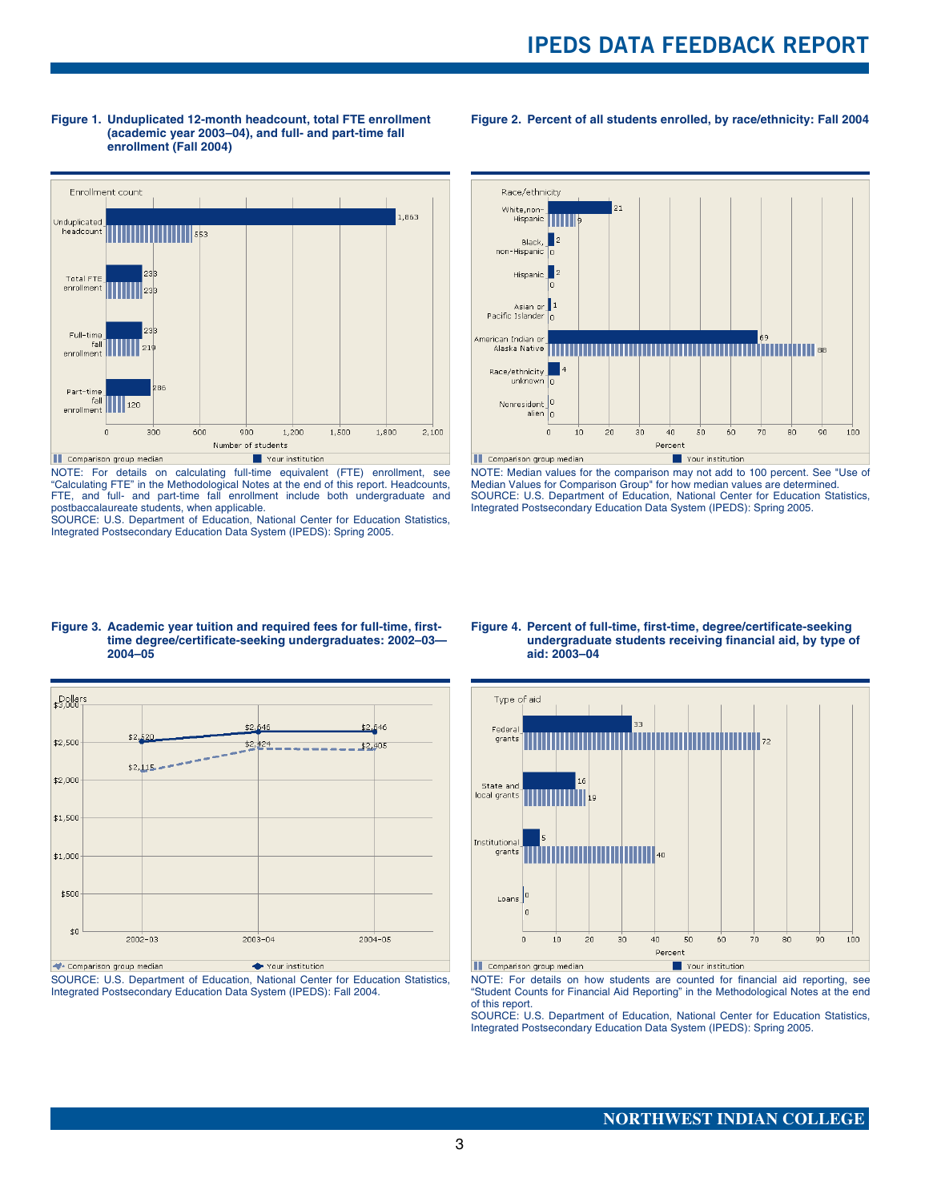**Figure 1. Unduplicated 12-month headcount, total FTE enrollment (academic year 2003–04), and full- and part-time fall enrollment (Fall 2004)**

| Enrollment count | Your institution | Comparison group median |
|---|---|---|
| Unduplicated headcount | 1,863 | 553 |
| Total FTE enrollment | 233 | 233 |
| Full-time fall enrollment | 233 | 219 |
| Part-time fall enrollment | 286 | 120 |

NOTE: For details on calculating full-time equivalent (FTE) enrollment, see "Calculating FTE" in the Methodological Notes at the end of this report. Headcounts, FTE, and full- and part-time fall enrollment include both undergraduate and postbaccalaureate students, when applicable.
SOURCE: U.S. Department of Education, National Center for Education Statistics, Integrated Postsecondary Education Data System (IPEDS): Spring 2005.

**Figure 2. Percent of all students enrolled, by race/ethnicity: Fall 2004**

| Race/ethnicity | Your institution | Comparison group median |
|---|---|---|
| White, non-Hispanic | 21 | 9 |
| Black, non-Hispanic | 2 | 0 |
| Hispanic | 2 | 0 |
| Asian or Pacific Islander | 1 | 0 |
| American Indian or Alaska Native | 69 | 88 |
| Race/ethnicity unknown | 4 | 0 |
| Nonresident alien | 0 | 0 |

NOTE: Median values for the comparison may not add to 100 percent. See "Use of Median Values for Comparison Group" for how median values are determined.
SOURCE: U.S. Department of Education, National Center for Education Statistics, Integrated Postsecondary Education Data System (IPEDS): Spring 2005.

**Figure 3. Academic year tuition and required fees for full-time, first-time degree/certificate-seeking undergraduates: 2002–03—2004–05**

| Year | Your institution | Comparison group median |
|---|---|---|
| 2002–03 | $2,520 | $2,115 |
| 2003–04 | $2,646 | $2,424 |
| 2004–05 | $2,646 | $2,405 |

SOURCE: U.S. Department of Education, National Center for Education Statistics, Integrated Postsecondary Education Data System (IPEDS): Fall 2004.

**Figure 4. Percent of full-time, first-time, degree/certificate-seeking undergraduate students receiving financial aid, by type of aid: 2003–04**

| Type of aid | Your institution | Comparison group median |
|---|---|---|
| Federal grants | 33 | 72 |
| State and local grants | 16 | 19 |
| Institutional grants | 5 | 40 |
| Loans | 0 | 0 |

NOTE: For details on how students are counted for financial aid reporting, see "Student Counts for Financial Aid Reporting" in the Methodological Notes at the end of this report.
SOURCE: U.S. Department of Education, National Center for Education Statistics, Integrated Postsecondary Education Data System (IPEDS): Spring 2005.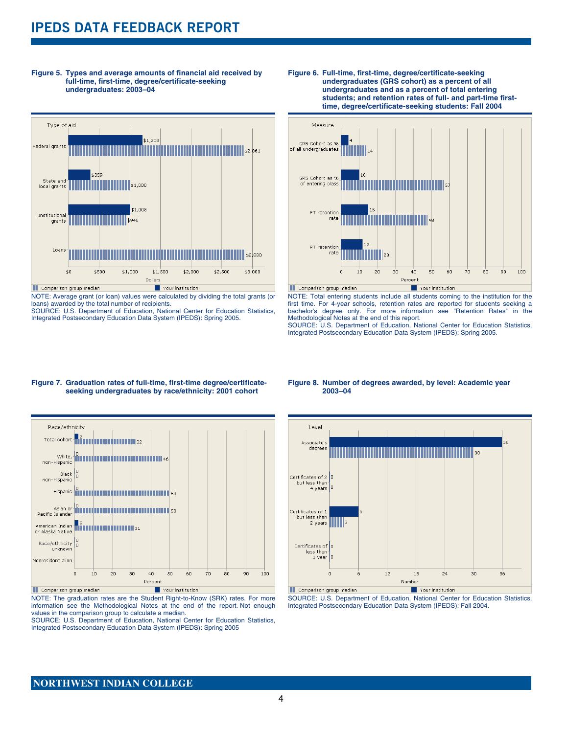# IPEDS DATA FEEDBACK REPORT

**Figure 5. Types and average amounts of financial aid received by full-time, first-time, degree/certificate-seeking undergraduates: 2003–04**

| Type of aid | Your institution | Comparison group median |
|---|---|---|
| Federal grants | $1,208 | $2,861 |
| State and local grants | $359 | $1,000 |
| Institutional grants | $1,008 | $946 |
| Loans | | $2,880 |

NOTE: Average grant (or loan) values were calculated by dividing the total grants (or loans) awarded by the total number of recipients.
SOURCE: U.S. Department of Education, National Center for Education Statistics, Integrated Postsecondary Education Data System (IPEDS): Spring 2005.

**Figure 6. Full-time, first-time, degree/certificate-seeking undergraduates (GRS cohort) as a percent of all undergraduates and as a percent of total entering students; and retention rates of full- and part-time first-time, degree/certificate-seeking students: Fall 2004**

| Measure | Your institution | Comparison group median |
|---|---|---|
| GRS Cohort as % of all undergraduates | 4 | 14 |
| GRS Cohort as % of entering class | 10 | 57 |
| FT retention rate | 15 | 48 |
| PT retention rate | 12 | 23 |

NOTE: Total entering students include all students coming to the institution for the first time. For 4-year schools, retention rates are reported for students seeking a bachelor's degree only. For more information see "Retention Rates" in the Methodological Notes at the end of this report.
SOURCE: U.S. Department of Education, National Center for Education Statistics, Integrated Postsecondary Education Data System (IPEDS): Spring 2005.

**Figure 7. Graduation rates of full-time, first-time degree/certificate-seeking undergraduates by race/ethnicity: 2001 cohort**

| Race/ethnicity | Your institution | Comparison group median |
|---|---|---|
| Total cohort | 2 | 32 |
| White, non-Hispanic | 0 | 46 |
| Black non-Hispanic | 0 | 0 |
| Hispanic | 0 | 50 |
| Asian or Pacific Islander | 0 | 50 |
| American Indian or Alaska Native | 2 | 31 |
| Race/ethnicity unknown | 0 | 0 |
| Nonresident alien | | |

NOTE: The graduation rates are the Student Right-to-Know (SRK) rates. For more information see the Methodological Notes at the end of the report. Not enough values in the comparison group to calculate a median.
SOURCE: U.S. Department of Education, National Center for Education Statistics, Integrated Postsecondary Education Data System (IPEDS): Spring 2005

**Figure 8. Number of degrees awarded, by level: Academic year 2003–04**

| Level | Your institution | Comparison group median |
|---|---|---|
| Associate's degrees | 36 | 30 |
| Certificates of 2 but less than 4 years | 0 | 0 |
| Certificates of 1 but less than 2 years | 6 | 3 |
| Certificates of less than 1 year | 0 | 0 |

SOURCE: U.S. Department of Education, National Center for Education Statistics, Integrated Postsecondary Education Data System (IPEDS): Fall 2004.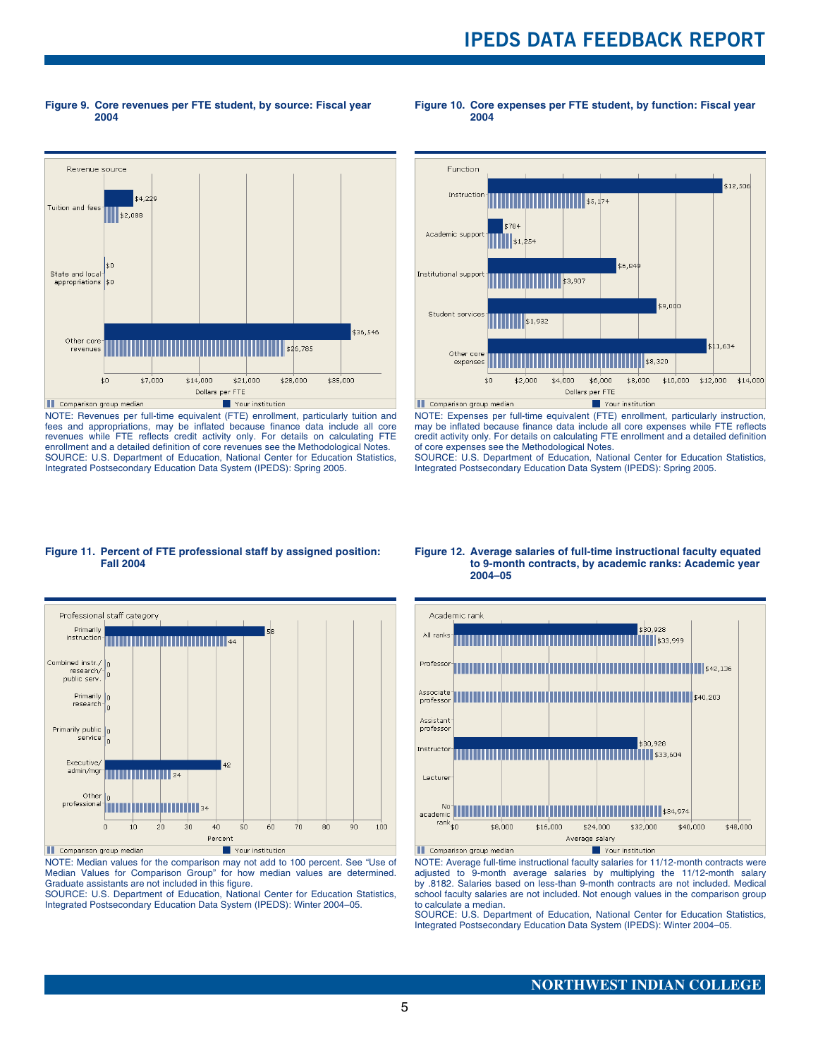**Figure 9. Core revenues per FTE student, by source: Fiscal year 2004**

| Revenue source | Your institution | Comparison group median |
|---|---|---|
| Tuition and fees | $4,229 | $2,088 |
| State and local appropriations | $0 | $0 |
| Other core revenues | $36,546 | $26,785 |

NOTE: Revenues per full-time equivalent (FTE) enrollment, particularly tuition and fees and appropriations, may be inflated because finance data include all core revenues while FTE reflects credit activity only. For details on calculating FTE enrollment and a detailed definition of core revenues see the Methodological Notes.
SOURCE: U.S. Department of Education, National Center for Education Statistics, Integrated Postsecondary Education Data System (IPEDS): Spring 2005.

**Figure 10. Core expenses per FTE student, by function: Fiscal year 2004**

| Function | Your institution | Comparison group median |
|---|---|---|
| Instruction | $12,506 | $5,174 |
| Academic support | $784 | $1,254 |
| Institutional support | $6,849 | $3,907 |
| Student services | $9,000 | $1,932 |
| Other core expenses | $11,634 | $8,320 |

NOTE: Expenses per full-time equivalent (FTE) enrollment, particularly instruction, may be inflated because finance data include all core expenses while FTE reflects credit activity only. For details on calculating FTE enrollment and a detailed definition of core expenses see the Methodological Notes.
SOURCE: U.S. Department of Education, National Center for Education Statistics, Integrated Postsecondary Education Data System (IPEDS): Spring 2005.

**Figure 11. Percent of FTE professional staff by assigned position: Fall 2004**

| Professional staff category | Your institution | Comparison group median |
|---|---|---|
| Primarily instruction | 58 | 44 |
| Combined instr./ research/ public serv. | 0 | 0 |
| Primarily research | 0 | 0 |
| Primarily public service | 0 | 0 |
| Executive/ admin/mgr | 42 | 24 |
| Other professional | 0 | 34 |

NOTE: Median values for the comparison may not add to 100 percent. See "Use of Median Values for Comparison Group" for how median values are determined. Graduate assistants are not included in this figure.
SOURCE: U.S. Department of Education, National Center for Education Statistics, Integrated Postsecondary Education Data System (IPEDS): Winter 2004–05.

**Figure 12. Average salaries of full-time instructional faculty equated to 9-month contracts, by academic ranks: Academic year 2004–05**

| Academic rank | Your institution | Comparison group median |
|---|---|---|
| All ranks | $30,928 | $33,999 |
| Professor | | $42,136 |
| Associate professor | | $40,203 |
| Assistant professor | | |
| Instructor | $30,928 | $33,604 |
| Lecturer | | |
| No academic rank | | $34,974 |

NOTE: Average full-time instructional faculty salaries for 11/12-month contracts were adjusted to 9-month average salaries by multiplying the 11/12-month salary by .8182. Salaries based on less-than 9-month contracts are not included. Medical school faculty salaries are not included. Not enough values in the comparison group to calculate a median.
SOURCE: U.S. Department of Education, National Center for Education Statistics, Integrated Postsecondary Education Data System (IPEDS): Winter 2004–05.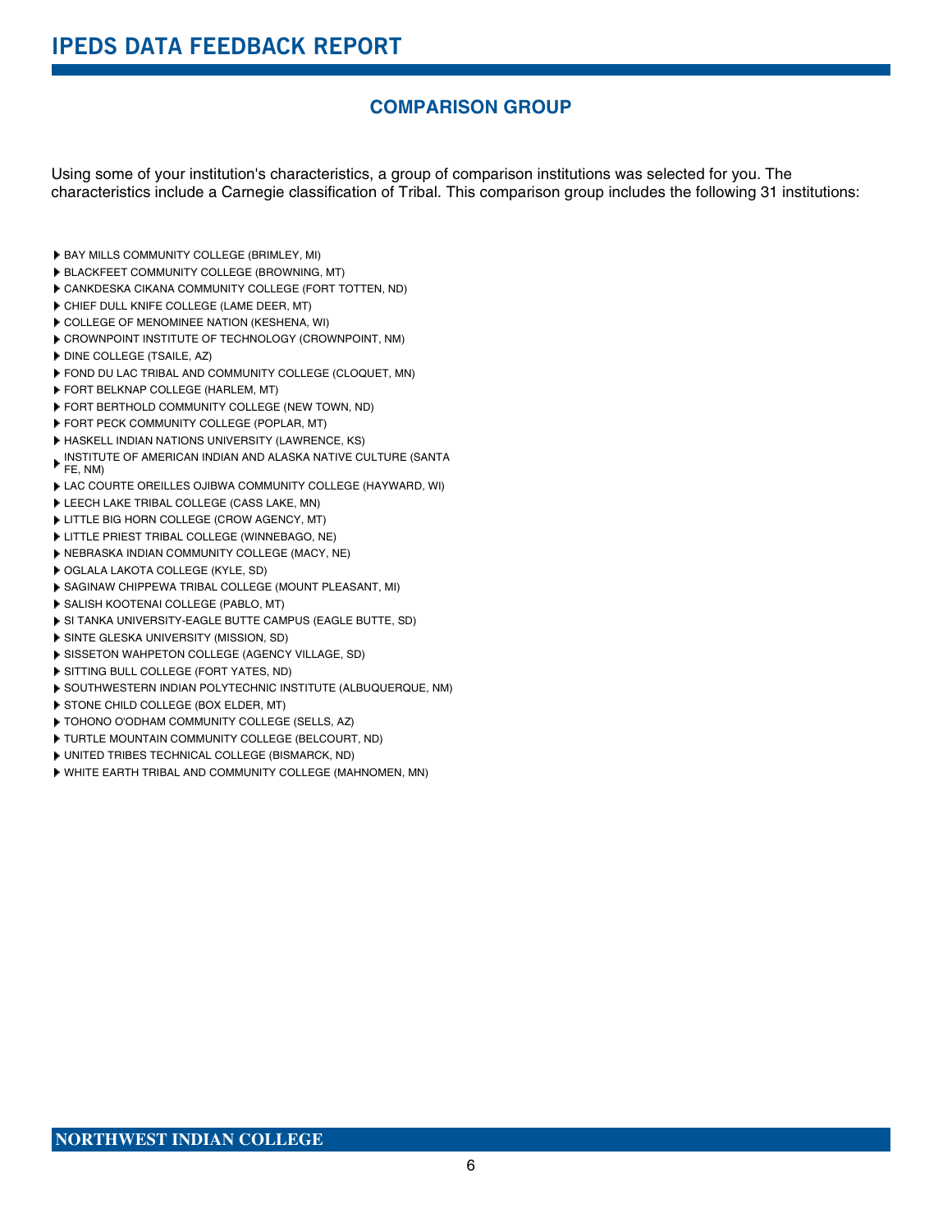## COMPARISON GROUP

Using some of your institution's characteristics, a group of comparison institutions was selected for you. The characteristics include a Carnegie classification of Tribal. This comparison group includes the following 31 institutions:

- BAY MILLS COMMUNITY COLLEGE (BRIMLEY, MI)
- BLACKFEET COMMUNITY COLLEGE (BROWNING, MT)
- CANKDESKA CIKANA COMMUNITY COLLEGE (FORT TOTTEN, ND)
- CHIEF DULL KNIFE COLLEGE (LAME DEER, MT)
- COLLEGE OF MENOMINEE NATION (KESHENA, WI)
- CROWNPOINT INSTITUTE OF TECHNOLOGY (CROWNPOINT, NM)
- DINE COLLEGE (TSAILE, AZ)
- FOND DU LAC TRIBAL AND COMMUNITY COLLEGE (CLOQUET, MN)
- FORT BELKNAP COLLEGE (HARLEM, MT)
- FORT BERTHOLD COMMUNITY COLLEGE (NEW TOWN, ND)
- FORT PECK COMMUNITY COLLEGE (POPLAR, MT)
- HASKELL INDIAN NATIONS UNIVERSITY (LAWRENCE, KS)
- INSTITUTE OF AMERICAN INDIAN AND ALASKA NATIVE CULTURE (SANTA FE, NM)
- LAC COURTE OREILLES OJIBWA COMMUNITY COLLEGE (HAYWARD, WI)
- LEECH LAKE TRIBAL COLLEGE (CASS LAKE, MN)
- LITTLE BIG HORN COLLEGE (CROW AGENCY, MT)
- LITTLE PRIEST TRIBAL COLLEGE (WINNEBAGO, NE)
- NEBRASKA INDIAN COMMUNITY COLLEGE (MACY, NE)
- OGLALA LAKOTA COLLEGE (KYLE, SD)
- SAGINAW CHIPPEWA TRIBAL COLLEGE (MOUNT PLEASANT, MI)
- SALISH KOOTENAI COLLEGE (PABLO, MT)
- SI TANKA UNIVERSITY-EAGLE BUTTE CAMPUS (EAGLE BUTTE, SD)
- SINTE GLESKA UNIVERSITY (MISSION, SD)
- SISSETON WAHPETON COLLEGE (AGENCY VILLAGE, SD)
- SITTING BULL COLLEGE (FORT YATES, ND)
- SOUTHWESTERN INDIAN POLYTECHNIC INSTITUTE (ALBUQUERQUE, NM)
- STONE CHILD COLLEGE (BOX ELDER, MT)
- TOHONO O'ODHAM COMMUNITY COLLEGE (SELLS, AZ)
- TURTLE MOUNTAIN COMMUNITY COLLEGE (BELCOURT, ND)
- UNITED TRIBES TECHNICAL COLLEGE (BISMARCK, ND)
- WHITE EARTH TRIBAL AND COMMUNITY COLLEGE (MAHNOMEN, MN)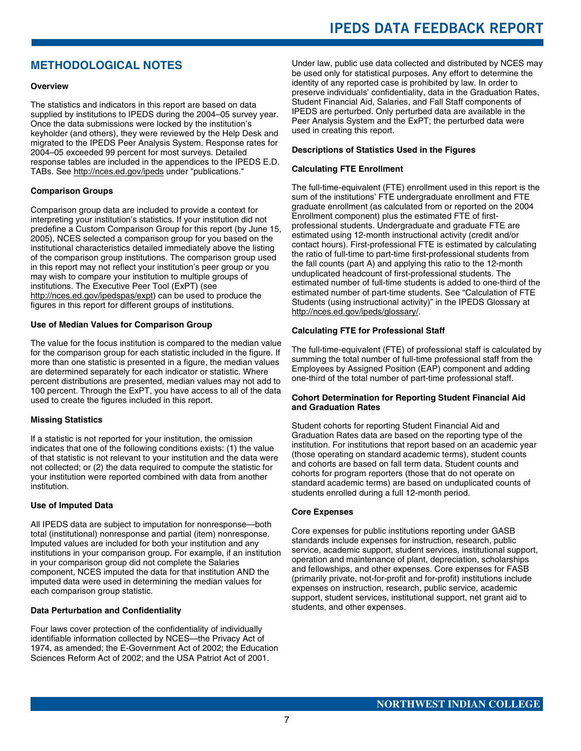## METHODOLOGICAL NOTES

### Overview

The statistics and indicators in this report are based on data supplied by institutions to IPEDS during the 2004–05 survey year. Once the data submissions were locked by the institution's keyholder (and others), they were reviewed by the Help Desk and migrated to the IPEDS Peer Analysis System. Response rates for 2004–05 exceeded 99 percent for most surveys. Detailed response tables are included in the appendices to the IPEDS E.D. TABs. See http://nces.ed.gov/ipeds under "publications."

### Comparison Groups

Comparison group data are included to provide a context for interpreting your institution's statistics. If your institution did not predefine a Custom Comparison Group for this report (by June 15, 2005), NCES selected a comparison group for you based on the institutional characteristics detailed immediately above the listing of the comparison group institutions. The comparison group used in this report may not reflect your institution's peer group or you may wish to compare your institution to multiple groups of institutions. The Executive Peer Tool (ExPT) (see http://nces.ed.gov/ipedspas/expt) can be used to produce the figures in this report for different groups of institutions.

### Use of Median Values for Comparison Group

The value for the focus institution is compared to the median value for the comparison group for each statistic included in the figure. If more than one statistic is presented in a figure, the median values are determined separately for each indicator or statistic. Where percent distributions are presented, median values may not add to 100 percent. Through the ExPT, you have access to all of the data used to create the figures included in this report.

### Missing Statistics

If a statistic is not reported for your institution, the omission indicates that one of the following conditions exists: (1) the value of that statistic is not relevant to your institution and the data were not collected; or (2) the data required to compute the statistic for your institution were reported combined with data from another institution.

### Use of Imputed Data

All IPEDS data are subject to imputation for nonresponse—both total (institutional) nonresponse and partial (item) nonresponse. Imputed values are included for both your institution and any institutions in your comparison group. For example, if an institution in your comparison group did not complete the Salaries component, NCES imputed the data for that institution AND the imputed data were used in determining the median values for each comparison group statistic.

### Data Perturbation and Confidentiality

Four laws cover protection of the confidentiality of individually identifiable information collected by NCES—the Privacy Act of 1974, as amended; the E-Government Act of 2002; the Education Sciences Reform Act of 2002; and the USA Patriot Act of 2001.

Under law, public use data collected and distributed by NCES may be used only for statistical purposes. Any effort to determine the identity of any reported case is prohibited by law. In order to preserve individuals' confidentiality, data in the Graduation Rates, Student Financial Aid, Salaries, and Fall Staff components of IPEDS are perturbed. Only perturbed data are available in the Peer Analysis System and the ExPT; the perturbed data were used in creating this report.

### Descriptions of Statistics Used in the Figures

### Calculating FTE Enrollment

The full-time-equivalent (FTE) enrollment used in this report is the sum of the institutions' FTE undergraduate enrollment and FTE graduate enrollment (as calculated from or reported on the 2004 Enrollment component) plus the estimated FTE of first-professional students. Undergraduate and graduate FTE are estimated using 12-month instructional activity (credit and/or contact hours). First-professional FTE is estimated by calculating the ratio of full-time to part-time first-professional students from the fall counts (part A) and applying this ratio to the 12-month unduplicated headcount of first-professional students. The estimated number of full-time students is added to one-third of the estimated number of part-time students. See "Calculation of FTE Students (using instructional activity)" in the IPEDS Glossary at http://nces.ed.gov/ipeds/glossary/.

### Calculating FTE for Professional Staff

The full-time-equivalent (FTE) of professional staff is calculated by summing the total number of full-time professional staff from the Employees by Assigned Position (EAP) component and adding one-third of the total number of part-time professional staff.

### Cohort Determination for Reporting Student Financial Aid and Graduation Rates

Student cohorts for reporting Student Financial Aid and Graduation Rates data are based on the reporting type of the institution. For institutions that report based on an academic year (those operating on standard academic terms), student counts and cohorts are based on fall term data. Student counts and cohorts for program reporters (those that do not operate on standard academic terms) are based on unduplicated counts of students enrolled during a full 12-month period.

### Core Expenses

Core expenses for public institutions reporting under GASB standards include expenses for instruction, research, public service, academic support, student services, institutional support, operation and maintenance of plant, depreciation, scholarships and fellowships, and other expenses. Core expenses for FASB (primarily private, not-for-profit and for-profit) institutions include expenses on instruction, research, public service, academic support, student services, institutional support, net grant aid to students, and other expenses.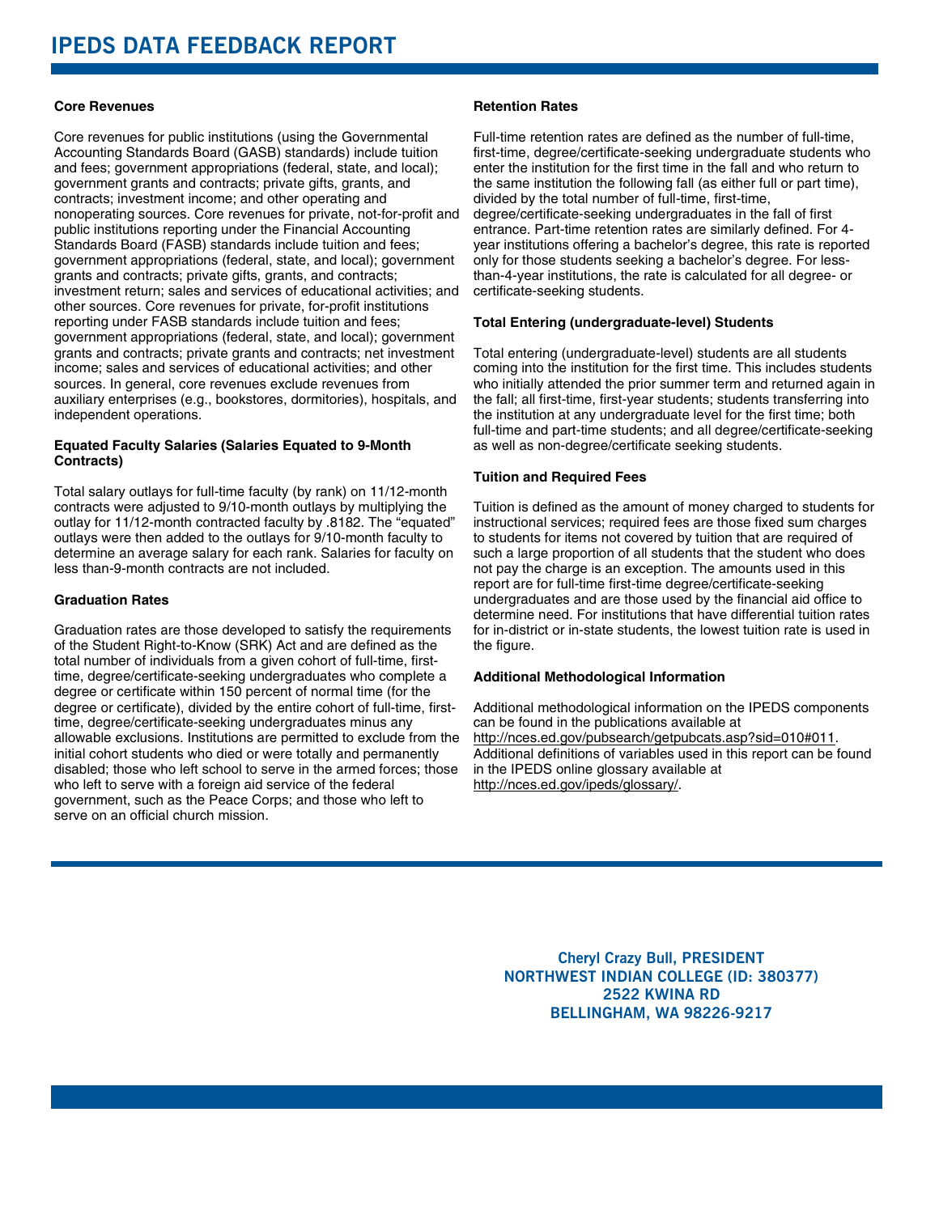### Core Revenues

Core revenues for public institutions (using the Governmental Accounting Standards Board (GASB) standards) include tuition and fees; government appropriations (federal, state, and local); government grants and contracts; private gifts, grants, and contracts; investment income; and other operating and nonoperating sources. Core revenues for private, not-for-profit and public institutions reporting under the Financial Accounting Standards Board (FASB) standards include tuition and fees; government appropriations (federal, state, and local); government grants and contracts; private gifts, grants, and contracts; investment return; sales and services of educational activities; and other sources. Core revenues for private, for-profit institutions reporting under FASB standards include tuition and fees; government appropriations (federal, state, and local); government grants and contracts; private grants and contracts; net investment income; sales and services of educational activities; and other sources. In general, core revenues exclude revenues from auxiliary enterprises (e.g., bookstores, dormitories), hospitals, and independent operations.

### Equated Faculty Salaries (Salaries Equated to 9-Month Contracts)

Total salary outlays for full-time faculty (by rank) on 11/12-month contracts were adjusted to 9/10-month outlays by multiplying the outlay for 11/12-month contracted faculty by .8182. The "equated" outlays were then added to the outlays for 9/10-month faculty to determine an average salary for each rank. Salaries for faculty on less than-9-month contracts are not included.

### Graduation Rates

Graduation rates are those developed to satisfy the requirements of the Student Right-to-Know (SRK) Act and are defined as the total number of individuals from a given cohort of full-time, first-time, degree/certificate-seeking undergraduates who complete a degree or certificate within 150 percent of normal time (for the degree or certificate), divided by the entire cohort of full-time, first-time, degree/certificate-seeking undergraduates minus any allowable exclusions. Institutions are permitted to exclude from the initial cohort students who died or were totally and permanently disabled; those who left school to serve in the armed forces; those who left to serve with a foreign aid service of the federal government, such as the Peace Corps; and those who left to serve on an official church mission.

### Retention Rates

Full-time retention rates are defined as the number of full-time, first-time, degree/certificate-seeking undergraduate students who enter the institution for the first time in the fall and who return to the same institution the following fall (as either full or part time), divided by the total number of full-time, first-time, degree/certificate-seeking undergraduates in the fall of first entrance. Part-time retention rates are similarly defined. For 4-year institutions offering a bachelor's degree, this rate is reported only for those students seeking a bachelor's degree. For less-than-4-year institutions, the rate is calculated for all degree- or certificate-seeking students.

### Total Entering (undergraduate-level) Students

Total entering (undergraduate-level) students are all students coming into the institution for the first time. This includes students who initially attended the prior summer term and returned again in the fall; all first-time, first-year students; students transferring into the institution at any undergraduate level for the first time; both full-time and part-time students; and all degree/certificate-seeking as well as non-degree/certificate seeking students.

### Tuition and Required Fees

Tuition is defined as the amount of money charged to students for instructional services; required fees are those fixed sum charges to students for items not covered by tuition that are required of such a large proportion of all students that the student who does not pay the charge is an exception. The amounts used in this report are for full-time first-time degree/certificate-seeking undergraduates and are those used by the financial aid office to determine need. For institutions that have differential tuition rates for in-district or in-state students, the lowest tuition rate is used in the figure.

### Additional Methodological Information

Additional methodological information on the IPEDS components can be found in the publications available at http://nces.ed.gov/pubsearch/getpubcats.asp?sid=010#011. Additional definitions of variables used in this report can be found in the IPEDS online glossary available at http://nces.ed.gov/ipeds/glossary/.

Cheryl Crazy Bull, PRESIDENT
NORTHWEST INDIAN COLLEGE (ID: 380377)
2522 KWINA RD
BELLINGHAM, WA 98226-9217